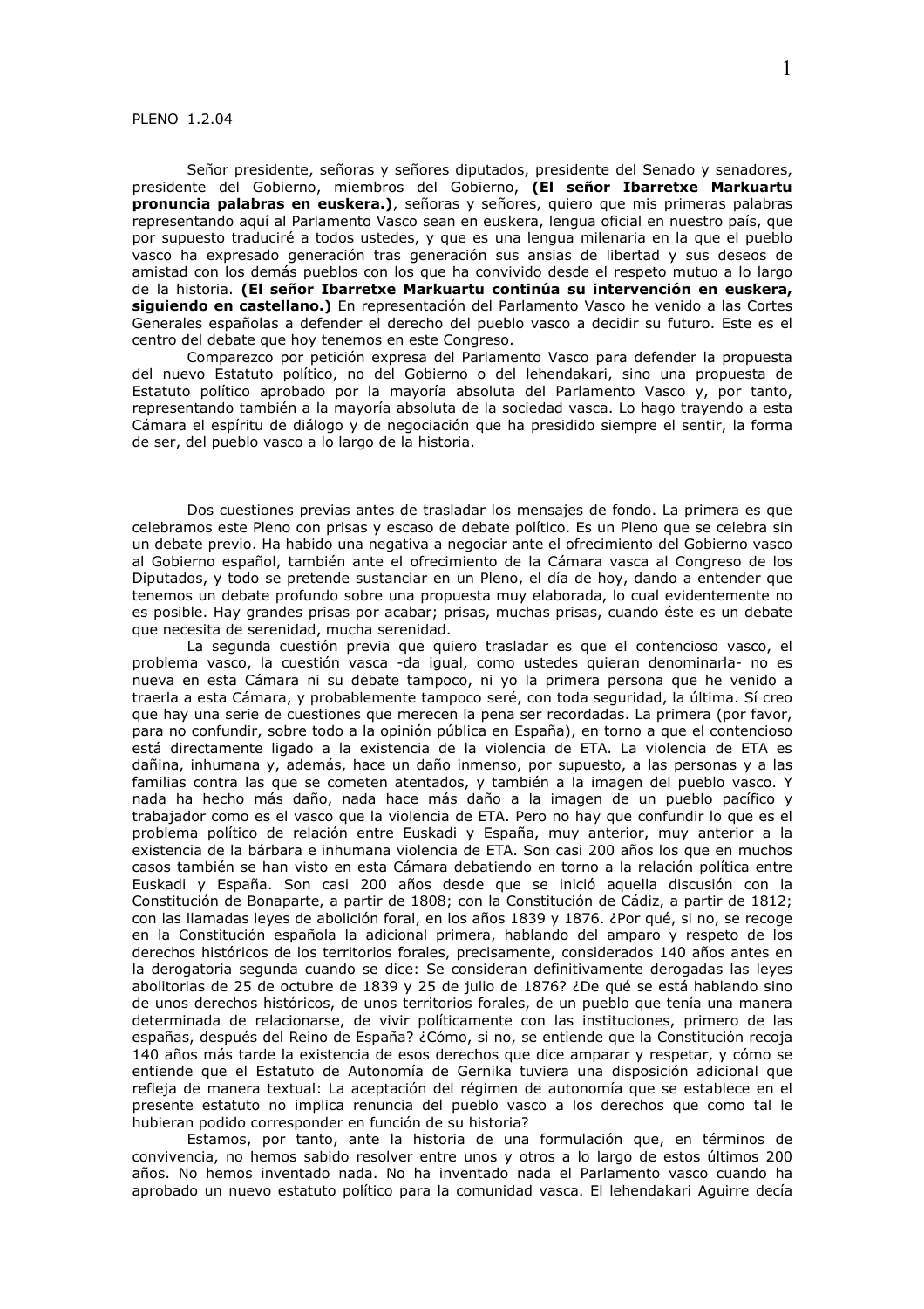PLENO 1.2.04

Señor presidente, señoras y señores diputados, presidente del Senado y senadores, presidente del Gobierno, miembros del Gobierno, **(El señor Ibarretxe Markuartu pronuncia palabras en euskera.)**, señoras y señores, quiero que mis primeras palabras representando aquí al Parlamento Vasco sean en euskera, lengua oficial en nuestro país, que por supuesto traduciré a todos ustedes, y que es una lengua milenaria en la que el pueblo vasco ha expresado generación tras generación sus ansias de libertad y sus deseos de amistad con los demás pueblos con los que ha convivido desde el respeto mutuo a lo largo de la historia. **(El señor Ibarretxe Markuartu continúa su intervención en euskera, siguiendo en castellano.)** En representación del Parlamento Vasco he venido a las Cortes Generales españolas a defender el derecho del pueblo vasco a decidir su futuro. Este es el centro del debate que hoy tenemos en este Congreso.

Comparezco por petición expresa del Parlamento Vasco para defender la propuesta del nuevo Estatuto político, no del Gobierno o del lehendakari, sino una propuesta de Estatuto político aprobado por la mayoría absoluta del Parlamento Vasco y, por tanto, representando también a la mayoría absoluta de la sociedad vasca. Lo hago trayendo a esta Cámara el espíritu de diálogo y de negociación que ha presidido siempre el sentir, la forma de ser, del pueblo vasco a lo largo de la historia.

Dos cuestiones previas antes de trasladar los mensajes de fondo. La primera es que celebramos este Pleno con prisas y escaso de debate político. Es un Pleno que se celebra sin un debate previo. Ha habido una negativa a negociar ante el ofrecimiento del Gobierno vasco al Gobierno español, también ante el ofrecimiento de la Cámara vasca al Congreso de los Diputados, y todo se pretende sustanciar en un Pleno, el día de hoy, dando a entender que tenemos un debate profundo sobre una propuesta muy elaborada, lo cual evidentemente no es posible. Hay grandes prisas por acabar; prisas, muchas prisas, cuando éste es un debate que necesita de serenidad, mucha serenidad.

La segunda cuestión previa que quiero trasladar es que el contencioso vasco, el problema vasco, la cuestión vasca -da igual, como ustedes quieran denominarla- no es nueva en esta Cámara ni su debate tampoco, ni yo la primera persona que he venido a traerla a esta Cámara, y probablemente tampoco seré, con toda seguridad, la última. Sí creo que hay una serie de cuestiones que merecen la pena ser recordadas. La primera (por favor, para no confundir, sobre todo a la opinión pública en España), en torno a que el contencioso está directamente ligado a la existencia de la violencia de ETA. La violencia de ETA es dañina, inhumana y, además, hace un daño inmenso, por supuesto, a las personas y a las familias contra las que se cometen atentados, y también a la imagen del pueblo vasco. Y nada ha hecho más daño, nada hace más daño a la imagen de un pueblo pacífico y trabajador como es el vasco que la violencia de ETA. Pero no hay que confundir lo que es el problema político de relación entre Euskadi y España, muy anterior, muy anterior a la existencia de la bárbara e inhumana violencia de ETA. Son casi 200 años los que en muchos casos también se han visto en esta Cámara debatiendo en torno a la relación política entre Euskadi y España. Son casi 200 años desde que se inició aquella discusión con la Constitución de Bonaparte, a partir de 1808; con la Constitución de Cádiz, a partir de 1812; con las llamadas leyes de abolición foral, en los años 1839 y 1876. ¿Por qué, si no, se recoge en la Constitución española la adicional primera, hablando del amparo y respeto de los derechos históricos de los territorios forales, precisamente, considerados 140 años antes en la derogatoria segunda cuando se dice: Se consideran definitivamente derogadas las leyes abolitorias de 25 de octubre de 1839 y 25 de julio de 1876? ¿De qué se está hablando sino de unos derechos históricos, de unos territorios forales, de un pueblo que tenía una manera determinada de relacionarse, de vivir políticamente con las instituciones, primero de las españas, después del Reino de España? ¿Cómo, si no, se entiende que la Constitución recoja 140 años más tarde la existencia de esos derechos que dice amparar y respetar, y cómo se entiende que el Estatuto de Autonomía de Gernika tuviera una disposición adicional que refleja de manera textual: La aceptación del régimen de autonomía que se establece en el presente estatuto no implica renuncia del pueblo vasco a los derechos que como tal le hubieran podido corresponder en función de su historia?

Estamos, por tanto, ante la historia de una formulación que, en términos de convivencia, no hemos sabido resolver entre unos y otros a lo largo de estos últimos 200 años. No hemos inventado nada. No ha inventado nada el Parlamento vasco cuando ha aprobado un nuevo estatuto político para la comunidad vasca. El lehendakari Aguirre decía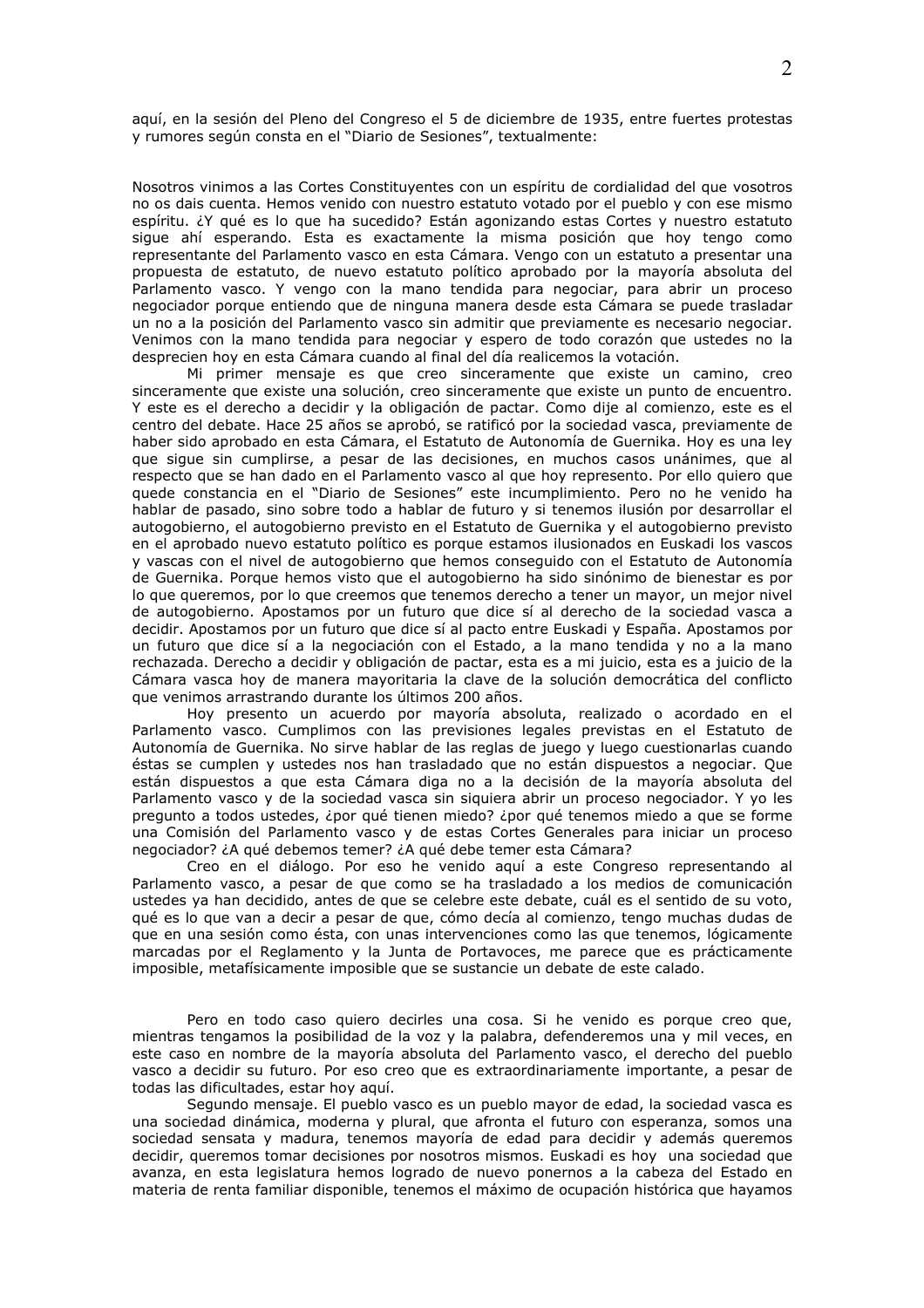aquí, en la sesión del Pleno del Congreso el 5 de diciembre de 1935, entre fuertes protestas y rumores según consta en el "Diario de Sesiones", textualmente:

Nosotros vinimos a las Cortes Constituyentes con un espíritu de cordialidad del que vosotros no os dais cuenta. Hemos venido con nuestro estatuto votado por el pueblo y con ese mismo espíritu. ¿Y qué es lo que ha sucedido? Están agonizando estas Cortes y nuestro estatuto sigue ahí esperando. Esta es exactamente la misma posición que hoy tengo como representante del Parlamento vasco en esta Cámara. Vengo con un estatuto a presentar una propuesta de estatuto, de nuevo estatuto político aprobado por la mayoría absoluta del Parlamento vasco. Y vengo con la mano tendida para negociar, para abrir un proceso negociador porque entiendo que de ninguna manera desde esta Cámara se puede trasladar un no a la posición del Parlamento vasco sin admitir que previamente es necesario negociar. Venimos con la mano tendida para negociar y espero de todo corazón que ustedes no la desprecien hoy en esta Cámara cuando al final del día realicemos la votación.

Mi primer mensaje es que creo sinceramente que existe un camino, creo sinceramente que existe una solución, creo sinceramente que existe un punto de encuentro. Y este es el derecho a decidir y la obligación de pactar. Como dije al comienzo, este es el centro del debate. Hace 25 años se aprobó, se ratificó por la sociedad vasca, previamente de haber sido aprobado en esta Cámara, el Estatuto de Autonomía de Guernika. Hoy es una ley que sigue sin cumplirse, a pesar de las decisiones, en muchos casos unánimes, que al respecto que se han dado en el Parlamento vasco al que hoy represento. Por ello quiero que quede constancia en el "Diario de Sesiones" este incumplimiento. Pero no he venido ha hablar de pasado, sino sobre todo a hablar de futuro y si tenemos ilusión por desarrollar el autogobierno, el autogobierno previsto en el Estatuto de Guernika y el autogobierno previsto en el aprobado nuevo estatuto político es porque estamos ilusionados en Euskadi los vascos y vascas con el nivel de autogobierno que hemos conseguido con el Estatuto de Autonomía de Guernika. Porque hemos visto que el autogobierno ha sido sinónimo de bienestar es por lo que queremos, por lo que creemos que tenemos derecho a tener un mayor, un mejor nivel de autogobierno. Apostamos por un futuro que dice sí al derecho de la sociedad vasca a decidir. Apostamos por un futuro que dice sí al pacto entre Euskadi y España. Apostamos por un futuro que dice sí a la negociación con el Estado, a la mano tendida y no a la mano rechazada. Derecho a decidir y obligación de pactar, esta es a mi juicio, esta es a juicio de la Cámara vasca hoy de manera mayoritaria la clave de la solución democrática del conflicto que venimos arrastrando durante los últimos 200 años.

Hoy presento un acuerdo por mayoría absoluta, realizado o acordado en el Parlamento vasco. Cumplimos con las previsiones legales previstas en el Estatuto de Autonomía de Guernika. No sirve hablar de las reglas de juego y luego cuestionarlas cuando éstas se cumplen y ustedes nos han trasladado que no están dispuestos a negociar. Que están dispuestos a que esta Cámara diga no a la decisión de la mayoría absoluta del Parlamento vasco y de la sociedad vasca sin siquiera abrir un proceso negociador. Y yo les pregunto a todos ustedes, ¿por qué tienen miedo? ¿por qué tenemos miedo a que se forme una Comisión del Parlamento vasco y de estas Cortes Generales para iniciar un proceso negociador? ¿A qué debemos temer? ¿A qué debe temer esta Cámara?

Creo en el diálogo. Por eso he venido aquí a este Congreso representando al Parlamento vasco, a pesar de que como se ha trasladado a los medios de comunicación ustedes ya han decidido, antes de que se celebre este debate, cuál es el sentido de su voto, qué es lo que van a decir a pesar de que, cómo decía al comienzo, tengo muchas dudas de que en una sesión como ésta, con unas intervenciones como las que tenemos, lógicamente marcadas por el Reglamento y la Junta de Portavoces, me parece que es prácticamente imposible, metafísicamente imposible que se sustancie un debate de este calado.

Pero en todo caso quiero decirles una cosa. Si he venido es porque creo que, mientras tengamos la posibilidad de la voz y la palabra, defenderemos una y mil veces, en este caso en nombre de la mayoría absoluta del Parlamento vasco, el derecho del pueblo vasco a decidir su futuro. Por eso creo que es extraordinariamente importante, a pesar de todas las dificultades, estar hoy aquí.

Segundo mensaje. El pueblo vasco es un pueblo mayor de edad, la sociedad vasca es una sociedad dinámica, moderna y plural, que afronta el futuro con esperanza, somos una sociedad sensata y madura, tenemos mayoría de edad para decidir y además queremos decidir, queremos tomar decisiones por nosotros mismos. Euskadi es hoy una sociedad que avanza, en esta legislatura hemos logrado de nuevo ponernos a la cabeza del Estado en materia de renta familiar disponible, tenemos el máximo de ocupación histórica que hayamos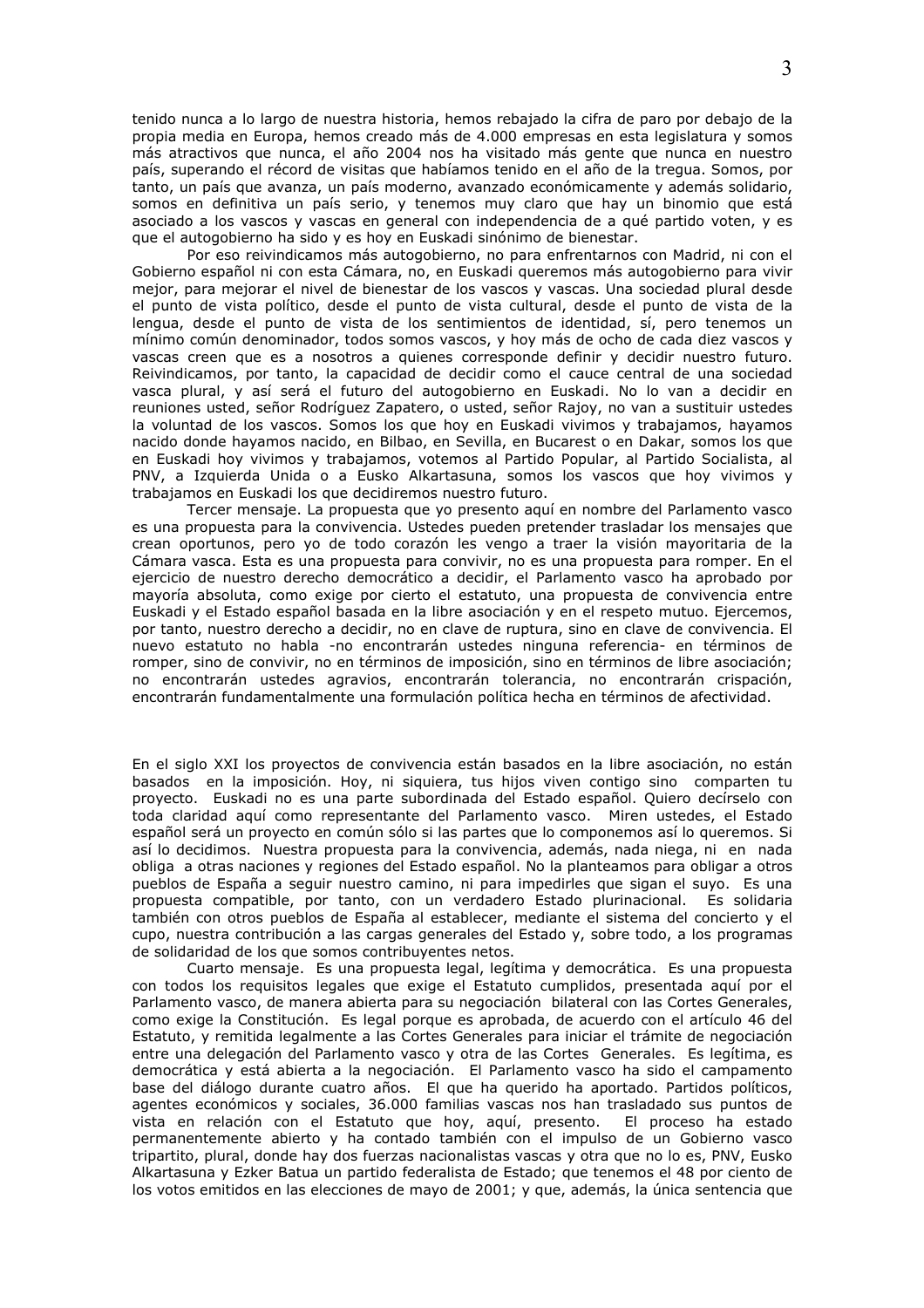tenido nunca a lo largo de nuestra historia, hemos rebajado la cifra de paro por debajo de la propia media en Europa, hemos creado más de 4.000 empresas en esta legislatura y somos más atractivos que nunca, el año 2004 nos ha visitado más gente que nunca en nuestro país, superando el récord de visitas que habíamos tenido en el año de la tregua. Somos, por tanto, un país que avanza, un país moderno, avanzado económicamente y además solidario, somos en definitiva un país serio, y tenemos muy claro que hay un binomio que está asociado a los vascos y vascas en general con independencia de a qué partido voten, y es que el autogobierno ha sido y es hoy en Euskadi sinónimo de bienestar.

Por eso reivindicamos más autogobierno, no para enfrentarnos con Madrid, ni con el Gobierno español ni con esta Cámara, no, en Euskadi queremos más autogobierno para vivir mejor, para mejorar el nivel de bienestar de los vascos y vascas. Una sociedad plural desde el punto de vista político, desde el punto de vista cultural, desde el punto de vista de la lengua, desde el punto de vista de los sentimientos de identidad, sí, pero tenemos un mínimo común denominador, todos somos vascos, y hoy más de ocho de cada diez vascos y vascas creen que es a nosotros a quienes corresponde definir y decidir nuestro futuro. Reivindicamos, por tanto, la capacidad de decidir como el cauce central de una sociedad vasca plural, y así será el futuro del autogobierno en Euskadi. No lo van a decidir en reuniones usted, señor Rodríguez Zapatero, o usted, señor Rajoy, no van a sustituir ustedes la voluntad de los vascos. Somos los que hoy en Euskadi vivimos y trabajamos, hayamos nacido donde hayamos nacido, en Bilbao, en Sevilla, en Bucarest o en Dakar, somos los que en Euskadi hoy vivimos y trabajamos, votemos al Partido Popular, al Partido Socialista, al PNV, a Izquierda Unida o a Eusko Alkartasuna, somos los vascos que hoy vivimos y trabajamos en Euskadi los que decidiremos nuestro futuro.

Tercer mensaje. La propuesta que yo presento aquí en nombre del Parlamento vasco es una propuesta para la convivencia. Ustedes pueden pretender trasladar los mensajes que crean oportunos, pero yo de todo corazón les vengo a traer la visión mayoritaria de la Cámara vasca. Esta es una propuesta para convivir, no es una propuesta para romper. En el ejercicio de nuestro derecho democrático a decidir, el Parlamento vasco ha aprobado por mayoría absoluta, como exige por cierto el estatuto, una propuesta de convivencia entre Euskadi y el Estado español basada en la libre asociación y en el respeto mutuo. Ejercemos, por tanto, nuestro derecho a decidir, no en clave de ruptura, sino en clave de convivencia. El nuevo estatuto no habla -no encontrarán ustedes ninguna referencia- en términos de romper, sino de convivir, no en términos de imposición, sino en términos de libre asociación; no encontrarán ustedes agravios, encontrarán tolerancia, no encontrarán crispación, encontrarán fundamentalmente una formulación política hecha en términos de afectividad.

En el siglo XXI los proyectos de convivencia están basados en la libre asociación, no están basados en la imposición. Hoy, ni siquiera, tus hijos viven contigo sino comparten tu proyecto. Euskadi no es una parte subordinada del Estado español. Quiero decírselo con toda claridad aquí como representante del Parlamento vasco. Miren ustedes, el Estado español será un proyecto en común sólo si las partes que lo componemos así lo queremos. Si así lo decidimos. Nuestra propuesta para la convivencia, además, nada niega, ni en nada obliga a otras naciones y regiones del Estado español. No la planteamos para obligar a otros pueblos de España a seguir nuestro camino, ni para impedirles que sigan el suyo. Es una propuesta compatible, por tanto, con un verdadero Estado plurinacional. Es solidaria también con otros pueblos de España al establecer, mediante el sistema del concierto y el cupo, nuestra contribución a las cargas generales del Estado y, sobre todo, a los programas de solidaridad de los que somos contribuyentes netos.

Cuarto mensaje. Es una propuesta legal, legítima y democrática. Es una propuesta con todos los requisitos legales que exige el Estatuto cumplidos, presentada aquí por el Parlamento vasco, de manera abierta para su negociación bilateral con las Cortes Generales, como exige la Constitución. Es legal porque es aprobada, de acuerdo con el artículo 46 del Estatuto, y remitida legalmente a las Cortes Generales para iniciar el trámite de negociación entre una delegación del Parlamento vasco y otra de las Cortes Generales. Es legítima, es democrática y está abierta a la negociación. El Parlamento vasco ha sido el campamento base del diálogo durante cuatro años. El que ha querido ha aportado. Partidos políticos, agentes económicos y sociales, 36.000 familias vascas nos han trasladado sus puntos de vista en relación con el Estatuto que hoy, aquí, presento. El proceso ha estado permanentemente abierto y ha contado también con el impulso de un Gobierno vasco tripartito, plural, donde hay dos fuerzas nacionalistas vascas y otra que no lo es, PNV, Eusko Alkartasuna y Ezker Batua un partido federalista de Estado; que tenemos el 48 por ciento de los votos emitidos en las elecciones de mayo de 2001; y que, además, la única sentencia que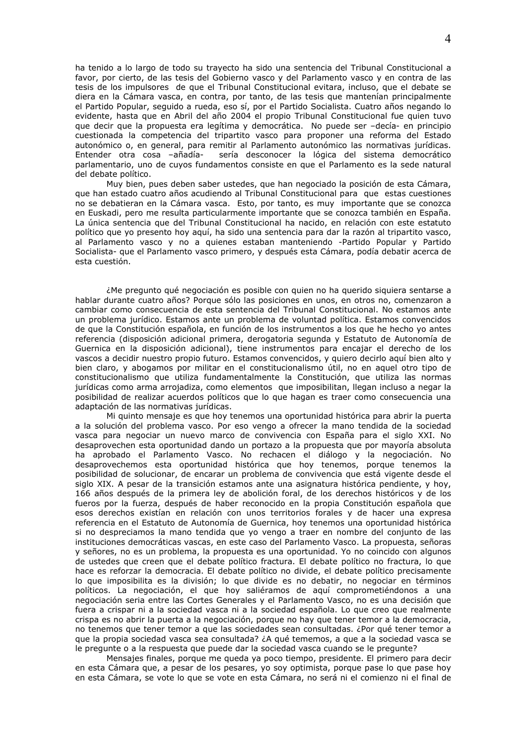ha tenido a lo largo de todo su trayecto ha sido una sentencia del Tribunal Constitucional a favor, por cierto, de las tesis del Gobierno vasco y del Parlamento vasco y en contra de las tesis de los impulsores de que el Tribunal Constitucional evitara, incluso, que el debate se diera en la Cámara vasca, en contra, por tanto, de las tesis que mantenían principalmente el Partido Popular, seguido a rueda, eso sí, por el Partido Socialista. Cuatro años negando lo evidente, hasta que en Abril del año 2004 el propio Tribunal Constitucional fue quien tuvo que decir que la propuesta era legítima y democrática. No puede ser –decía- en principio cuestionada la competencia del tripartito vasco para proponer una reforma del Estado autonómico o, en general, para remitir al Parlamento autonómico las normativas jurídicas. Entender otra cosa –añadía- sería desconocer la lógica del sistema democrático parlamentario, uno de cuyos fundamentos consiste en que el Parlamento es la sede natural del debate político.

Muy bien, pues deben saber ustedes, que han negociado la posición de esta Cámara, que han estado cuatro años acudiendo al Tribunal Constitucional para que estas cuestiones no se debatieran en la Cámara vasca. Esto, por tanto, es muy importante que se conozca en Euskadi, pero me resulta particularmente importante que se conozca también en España. La única sentencia que del Tribunal Constitucional ha nacido, en relación con este estatuto político que yo presento hoy aquí, ha sido una sentencia para dar la razón al tripartito vasco, al Parlamento vasco y no a quienes estaban manteniendo -Partido Popular y Partido Socialista- que el Parlamento vasco primero, y después esta Cámara, podía debatir acerca de esta cuestión.

¿Me pregunto qué negociación es posible con quien no ha querido siquiera sentarse a hablar durante cuatro años? Porque sólo las posiciones en unos, en otros no, comenzaron a cambiar como consecuencia de esta sentencia del Tribunal Constitucional. No estamos ante un problema jurídico. Estamos ante un problema de voluntad política. Estamos convencidos de que la Constitución española, en función de los instrumentos a los que he hecho yo antes referencia (disposición adicional primera, derogatoria segunda y Estatuto de Autonomía de Guernica en la disposición adicional), tiene instrumentos para encajar el derecho de los vascos a decidir nuestro propio futuro. Estamos convencidos, y quiero decirlo aquí bien alto y bien claro, y abogamos por militar en el constitucionalismo útil, no en aquel otro tipo de constitucionalismo que utiliza fundamentalmente la Constitución, que utiliza las normas jurídicas como arma arrojadiza, como elementos que imposibilitan, llegan incluso a negar la posibilidad de realizar acuerdos políticos que lo que hagan es traer como consecuencia una adaptación de las normativas jurídicas.

Mi quinto mensaje es que hoy tenemos una oportunidad histórica para abrir la puerta a la solución del problema vasco. Por eso vengo a ofrecer la mano tendida de la sociedad vasca para negociar un nuevo marco de convivencia con España para el siglo XXI. No desaprovechen esta oportunidad dando un portazo a la propuesta que por mayoría absoluta ha aprobado el Parlamento Vasco. No rechacen el diálogo y la negociación. No desaprovechemos esta oportunidad histórica que hoy tenemos, porque tenemos la posibilidad de solucionar, de encarar un problema de convivencia que está vigente desde el siglo XIX. A pesar de la transición estamos ante una asignatura histórica pendiente, y hoy, 166 años después de la primera ley de abolición foral, de los derechos históricos y de los fueros por la fuerza, después de haber reconocido en la propia Constitución española que esos derechos existían en relación con unos territorios forales y de hacer una expresa referencia en el Estatuto de Autonomía de Guernica, hoy tenemos una oportunidad histórica si no despreciamos la mano tendida que yo vengo a traer en nombre del conjunto de las instituciones democráticas vascas, en este caso del Parlamento Vasco. La propuesta, señoras y señores, no es un problema, la propuesta es una oportunidad. Yo no coincido con algunos de ustedes que creen que el debate político fractura. El debate político no fractura, lo que hace es reforzar la democracia. El debate político no divide, el debate político precisamente lo que imposibilita es la división; lo que divide es no debatir, no negociar en términos políticos. La negociación, el que hoy saliéramos de aquí comprometiéndonos a una negociación seria entre las Cortes Generales y el Parlamento Vasco, no es una decisión que fuera a crispar ni a la sociedad vasca ni a la sociedad española. Lo que creo que realmente crispa es no abrir la puerta a la negociación, porque no hay que tener temor a la democracia, no tenemos que tener temor a que las sociedades sean consultadas. ¿Por qué tener temor a que la propia sociedad vasca sea consultada? ¿A qué tememos, a que a la sociedad vasca se le pregunte o a la respuesta que puede dar la sociedad vasca cuando se le pregunte?

Mensajes finales, porque me queda ya poco tiempo, presidente. El primero para decir en esta Cámara que, a pesar de los pesares, yo soy optimista, porque pase lo que pase hoy en esta Cámara, se vote lo que se vote en esta Cámara, no será ni el comienzo ni el final de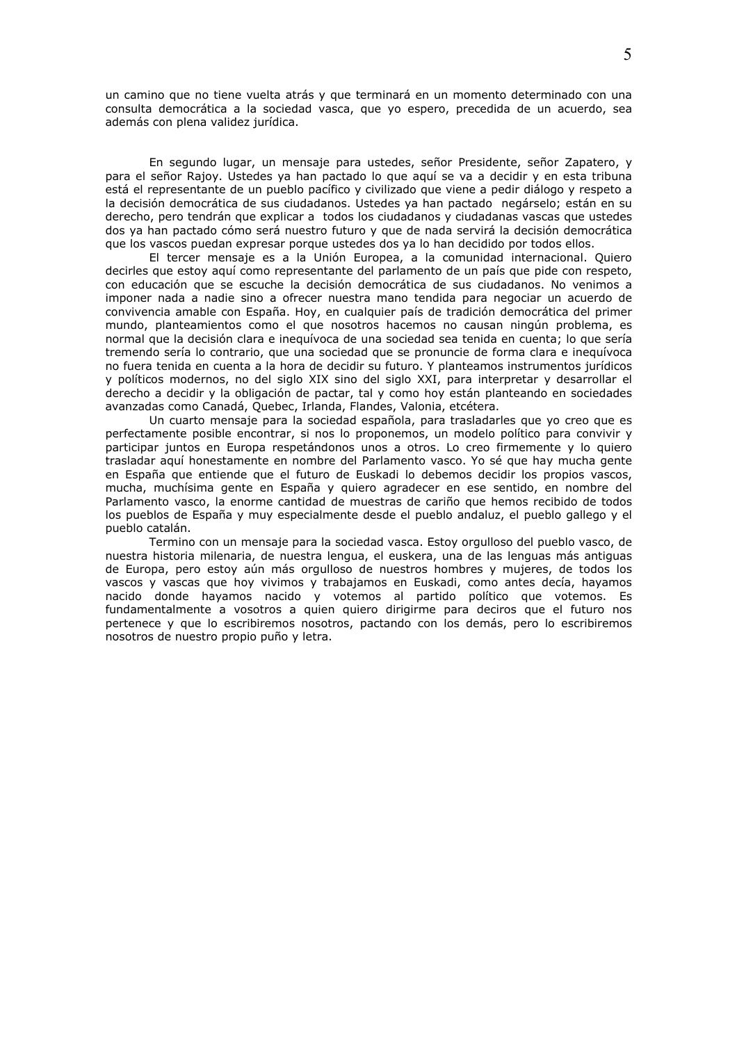un camino que no tiene vuelta atrás y que terminará en un momento determinado con una consulta democrática a la sociedad vasca, que yo espero, precedida de un acuerdo, sea además con plena validez jurídica.

En segundo lugar, un mensaje para ustedes, señor Presidente, señor Zapatero, y para el señor Rajoy. Ustedes ya han pactado lo que aquí se va a decidir y en esta tribuna está el representante de un pueblo pacífico y civilizado que viene a pedir diálogo y respeto a la decisión democrática de sus ciudadanos. Ustedes ya han pactado negárselo; están en su derecho, pero tendrán que explicar a todos los ciudadanos y ciudadanas vascas que ustedes dos ya han pactado cómo será nuestro futuro y que de nada servirá la decisión democrática que los vascos puedan expresar porque ustedes dos ya lo han decidido por todos ellos.

El tercer mensaje es a la Unión Europea, a la comunidad internacional. Quiero decirles que estoy aquí como representante del parlamento de un país que pide con respeto, con educación que se escuche la decisión democrática de sus ciudadanos. No venimos a imponer nada a nadie sino a ofrecer nuestra mano tendida para negociar un acuerdo de convivencia amable con España. Hoy, en cualquier país de tradición democrática del primer mundo, planteamientos como el que nosotros hacemos no causan ningún problema, es normal que la decisión clara e inequívoca de una sociedad sea tenida en cuenta; lo que sería tremendo sería lo contrario, que una sociedad que se pronuncie de forma clara e inequívoca no fuera tenida en cuenta a la hora de decidir su futuro. Y planteamos instrumentos jurídicos y políticos modernos, no del siglo XIX sino del siglo XXI, para interpretar y desarrollar el derecho a decidir y la obligación de pactar, tal y como hoy están planteando en sociedades avanzadas como Canadá, Quebec, Irlanda, Flandes, Valonia, etcétera.

Un cuarto mensaje para la sociedad española, para trasladarles que yo creo que es perfectamente posible encontrar, si nos lo proponemos, un modelo político para convivir y participar juntos en Europa respetándonos unos a otros. Lo creo firmemente y lo quiero trasladar aquí honestamente en nombre del Parlamento vasco. Yo sé que hay mucha gente en España que entiende que el futuro de Euskadi lo debemos decidir los propios vascos, mucha, muchísima gente en España y quiero agradecer en ese sentido, en nombre del Parlamento vasco, la enorme cantidad de muestras de cariño que hemos recibido de todos los pueblos de España y muy especialmente desde el pueblo andaluz, el pueblo gallego y el pueblo catalán.

Termino con un mensaje para la sociedad vasca. Estoy orgulloso del pueblo vasco, de nuestra historia milenaria, de nuestra lengua, el euskera, una de las lenguas más antiguas de Europa, pero estoy aún más orgulloso de nuestros hombres y mujeres, de todos los vascos y vascas que hoy vivimos y trabajamos en Euskadi, como antes decía, hayamos nacido donde hayamos nacido y votemos al partido político que votemos. Es fundamentalmente a vosotros a quien quiero dirigirme para deciros que el futuro nos pertenece y que lo escribiremos nosotros, pactando con los demás, pero lo escribiremos nosotros de nuestro propio puño y letra.